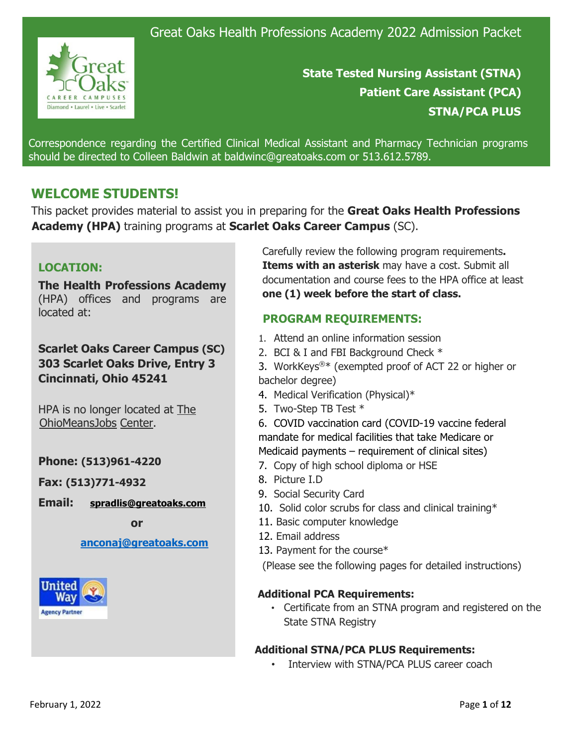# Great Oaks Health Professions Academy 2022 Admission Packet

**State Tested Nursing Assistant (STNA)**
**Patient Care Assistant (PCA)**
**STNA/PCA PLUS**

Correspondence regarding the Certified Clinical Medical Assistant and Pharmacy Technician programs should be directed to Colleen Baldwin at baldwinc@greatoaks.com or 513.612.5789.

## WELCOME STUDENTS!

This packet provides material to assist you in preparing for the **Great Oaks Health Professions Academy (HPA)** training programs at **Scarlet Oaks Career Campus** (SC).

### LOCATION:

**The Health Professions Academy** (HPA) offices and programs are located at:

**Scarlet Oaks Career Campus (SC)**
**303 Scarlet Oaks Drive, Entry 3**
**Cincinnati, Ohio 45241**

HPA is no longer located at The OhioMeansJobs Center.

**Phone: (513)961-4220**

**Fax: (513)771-4932**

**Email:** **spradlis@greatoaks.com**

**or**

**anconaj@greatoaks.com**

Carefully review the following program requirements**. Items with an asterisk** may have a cost. Submit all documentation and course fees to the HPA office at least **one (1) week before the start of class.**

### PROGRAM REQUIREMENTS:

1. Attend an online information session
2. BCI & I and FBI Background Check *
3. WorkKeys®* (exempted proof of ACT 22 or higher or bachelor degree)
4. Medical Verification (Physical)*
5. Two-Step TB Test *
6. COVID vaccination card (COVID-19 vaccine federal mandate for medical facilities that take Medicare or Medicaid payments – requirement of clinical sites)
7. Copy of high school diploma or HSE
8. Picture I.D
9. Social Security Card
10. Solid color scrubs for class and clinical training*
11. Basic computer knowledge
12. Email address
13. Payment for the course*

(Please see the following pages for detailed instructions)

**Additional PCA Requirements:**

- Certificate from an STNA program and registered on the State STNA Registry

**Additional STNA/PCA PLUS Requirements:**

- Interview with STNA/PCA PLUS career coach

February 1, 2022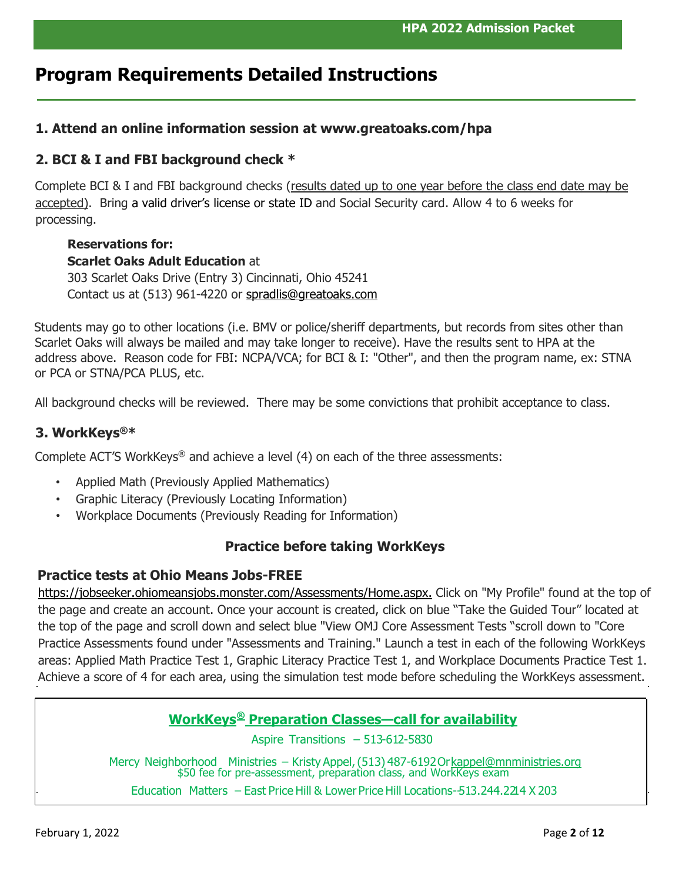# Program Requirements Detailed Instructions

## 1. Attend an online information session at www.greatoaks.com/hpa

## 2. BCI & I and FBI background check *

Complete BCI & I and FBI background checks (results dated up to one year before the class end date may be accepted). Bring a valid driver's license or state ID and Social Security card. Allow 4 to 6 weeks for processing.

**Reservations for:**
**Scarlet Oaks Adult Education** at
303 Scarlet Oaks Drive (Entry 3) Cincinnati, Ohio 45241
Contact us at (513) 961-4220 or spradlis@greatoaks.com

Students may go to other locations (i.e. BMV or police/sheriff departments, but records from sites other than Scarlet Oaks will always be mailed and may take longer to receive). Have the results sent to HPA at the address above. Reason code for FBI: NCPA/VCA; for BCI & I: "Other", and then the program name, ex: STNA or PCA or STNA/PCA PLUS, etc.

All background checks will be reviewed. There may be some convictions that prohibit acceptance to class.

## 3. WorkKeys®*

Complete ACT'S WorkKeys® and achieve a level (4) on each of the three assessments:

- Applied Math (Previously Applied Mathematics)
- Graphic Literacy (Previously Locating Information)
- Workplace Documents (Previously Reading for Information)

### Practice before taking WorkKeys

### Practice tests at Ohio Means Jobs-FREE

https://jobseeker.ohiomeansjobs.monster.com/Assessments/Home.aspx. Click on "My Profile" found at the top of the page and create an account. Once your account is created, click on blue "Take the Guided Tour" located at the top of the page and scroll down and select blue "View OMJ Core Assessment Tests "scroll down to "Core Practice Assessments found under "Assessments and Training." Launch a test in each of the following WorkKeys areas: Applied Math Practice Test 1, Graphic Literacy Practice Test 1, and Workplace Documents Practice Test 1. Achieve a score of 4 for each area, using the simulation test mode before scheduling the WorkKeys assessment.

**WorkKeys® Preparation Classes—call for availability**

Aspire Transitions – 513-612-5830

Mercy Neighborhood Ministries – Kristy Appel, (513) 487-6192 Or kappel@mnministries.org
$50 fee for pre-assessment, preparation class, and WorkKeys exam

Education Matters – East Price Hill & Lower Price Hill Locations-513.244.2214 X 203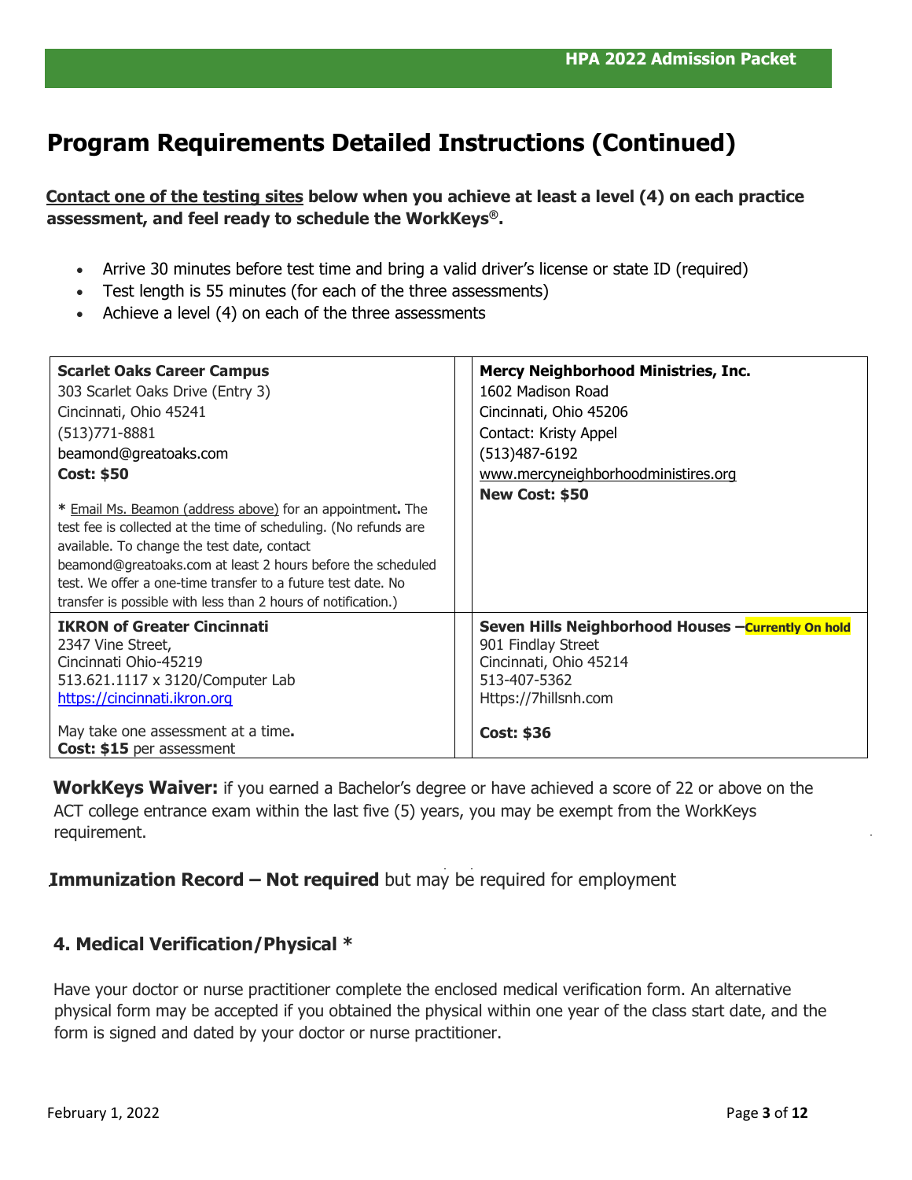# Program Requirements Detailed Instructions (Continued)

**Contact one of the testing sites below when you achieve at least a level (4) on each practice assessment, and feel ready to schedule the WorkKeys®.**

- Arrive 30 minutes before test time and bring a valid driver's license or state ID (required)
- Test length is 55 minutes (for each of the three assessments)
- Achieve a level (4) on each of the three assessments

| | |
|---|---|
| **Scarlet Oaks Career Campus**<br>303 Scarlet Oaks Drive (Entry 3)<br>Cincinnati, Ohio 45241<br>(513)771-8881<br>beamond@greatoaks.com<br>**Cost: $50**<br><br>* Email Ms. Beamon (address above) for an appointment**.** The test fee is collected at the time of scheduling. (No refunds are available. To change the test date, contact beamond@greatoaks.com at least 2 hours before the scheduled test. We offer a one-time transfer to a future test date. No transfer is possible with less than 2 hours of notification.) | **Mercy Neighborhood Ministries, Inc.**<br>1602 Madison Road<br>Cincinnati, Ohio 45206<br>Contact: Kristy Appel<br>(513)487-6192<br>www.mercyneighborhoodministires.org<br>**New Cost: $50** |
| **IKRON of Greater Cincinnati**<br>2347 Vine Street,<br>Cincinnati Ohio-45219<br>513.621.1117 x 3120/Computer Lab<br>https://cincinnati.ikron.org<br><br>May take one assessment at a time**.**<br>**Cost: $15** per assessment | **Seven Hills Neighborhood Houses –Currently On hold**<br>901 Findlay Street<br>Cincinnati, Ohio 45214<br>513-407-5362<br>Https://7hillsnh.com<br><br>**Cost: $36** |

**WorkKeys Waiver:** if you earned a Bachelor's degree or have achieved a score of 22 or above on the ACT college entrance exam within the last five (5) years, you may be exempt from the WorkKeys requirement.

**Immunization Record – Not required** but may be required for employment

### 4. Medical Verification/Physical *

Have your doctor or nurse practitioner complete the enclosed medical verification form. An alternative physical form may be accepted if you obtained the physical within one year of the class start date, and the form is signed and dated by your doctor or nurse practitioner.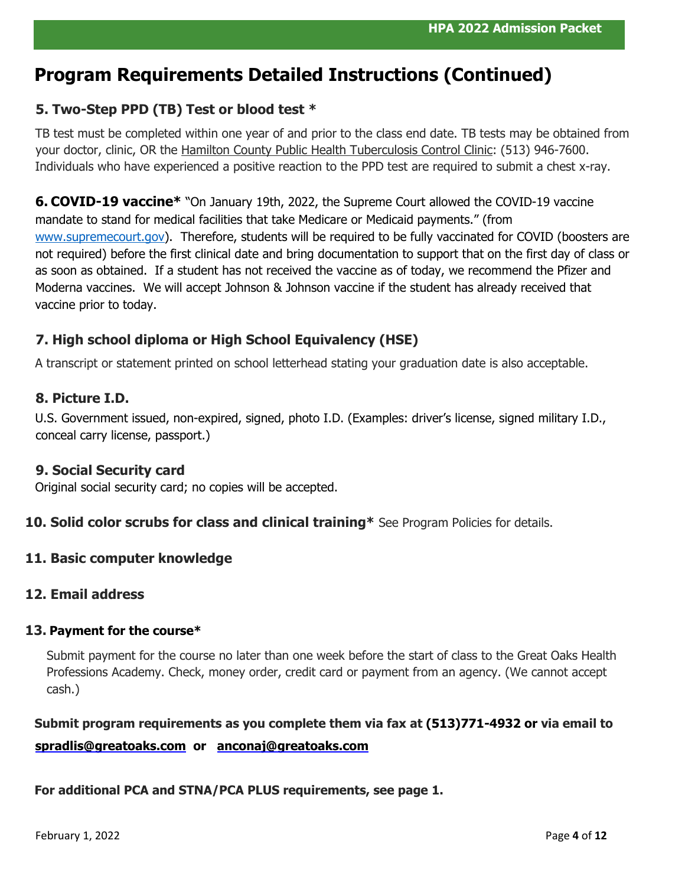# Program Requirements Detailed Instructions (Continued)

### 5. Two-Step PPD (TB) Test or blood test *

TB test must be completed within one year of and prior to the class end date. TB tests may be obtained from your doctor, clinic, OR the Hamilton County Public Health Tuberculosis Control Clinic: (513) 946-7600. Individuals who have experienced a positive reaction to the PPD test are required to submit a chest x-ray.

**6. COVID-19 vaccine*** "On January 19th, 2022, the Supreme Court allowed the COVID-19 vaccine mandate to stand for medical facilities that take Medicare or Medicaid payments." (from www.supremecourt.gov). Therefore, students will be required to be fully vaccinated for COVID (boosters are not required) before the first clinical date and bring documentation to support that on the first day of class or as soon as obtained. If a student has not received the vaccine as of today, we recommend the Pfizer and Moderna vaccines. We will accept Johnson & Johnson vaccine if the student has already received that vaccine prior to today.

### 7. High school diploma or High School Equivalency (HSE)

A transcript or statement printed on school letterhead stating your graduation date is also acceptable.

### 8. Picture I.D.

U.S. Government issued, non-expired, signed, photo I.D. (Examples: driver's license, signed military I.D., conceal carry license, passport.)

### 9. Social Security card

Original social security card; no copies will be accepted.

**10. Solid color scrubs for class and clinical training*** See Program Policies for details.

### 11. Basic computer knowledge

### 12. Email address

### 13. Payment for the course*

Submit payment for the course no later than one week before the start of class to the Great Oaks Health Professions Academy. Check, money order, credit card or payment from an agency. (We cannot accept cash.)

**Submit program requirements as you complete them via fax at (513)771-4932 or via email to spradlis@greatoaks.com or anconaj@greatoaks.com**

**For additional PCA and STNA/PCA PLUS requirements, see page 1.**

February 1, 2022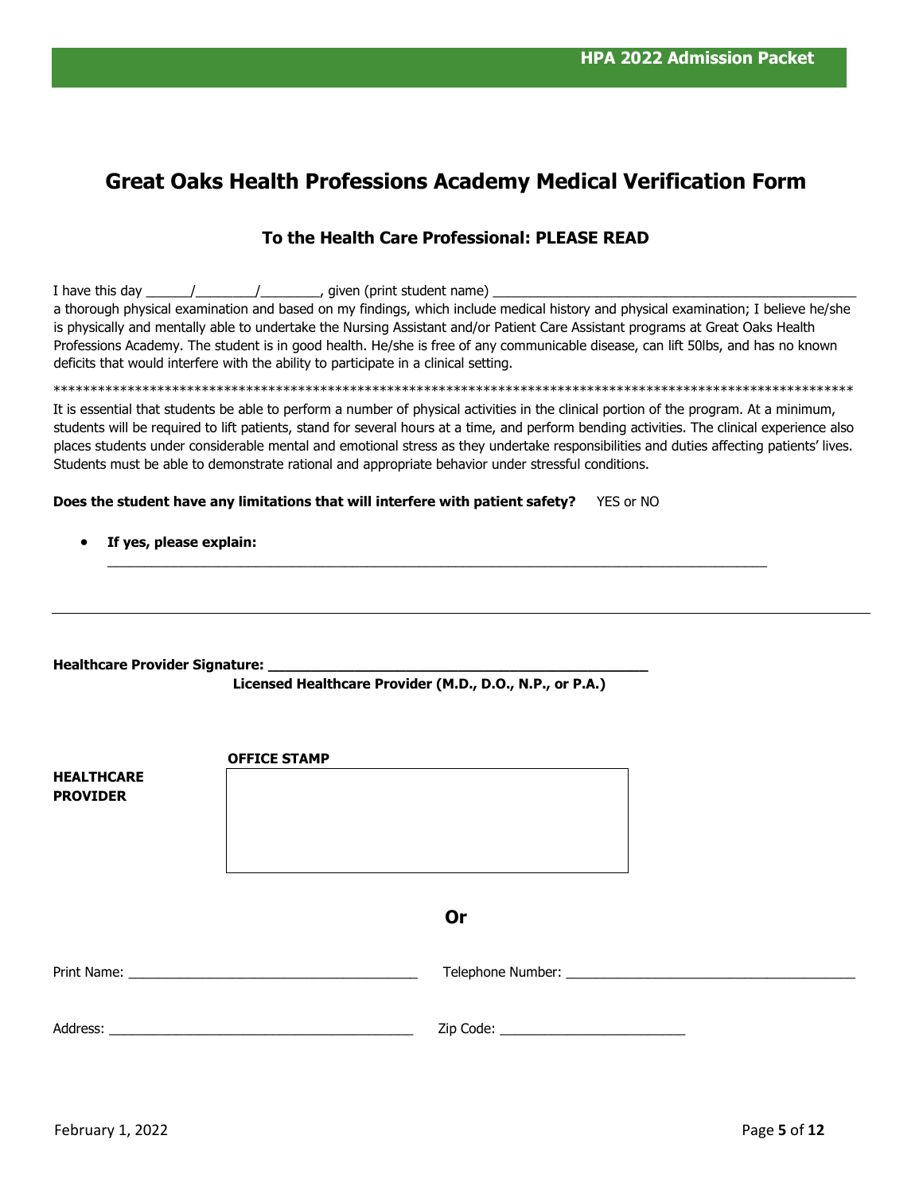# Great Oaks Health Professions Academy Medical Verification Form

## To the Health Care Professional: PLEASE READ

I have this day ______/________/________, given (print student name) __________________________________________________ a thorough physical examination and based on my findings, which include medical history and physical examination; I believe he/she is physically and mentally able to undertake the Nursing Assistant and/or Patient Care Assistant programs at Great Oaks Health Professions Academy. The student is in good health. He/she is free of any communicable disease, can lift 50lbs, and has no known deficits that would interfere with the ability to participate in a clinical setting.

***************************************************************************************************************

It is essential that students be able to perform a number of physical activities in the clinical portion of the program. At a minimum, students will be required to lift patients, stand for several hours at a time, and perform bending activities. The clinical experience also places students under considerable mental and emotional stress as they undertake responsibilities and duties affecting patients' lives. Students must be able to demonstrate rational and appropriate behavior under stressful conditions.

**Does the student have any limitations that will interfere with patient safety?** YES or NO

- **If yes, please explain:** ___________________________________________________________________________________________

---

**Healthcare Provider Signature: ________________________________________________**

**Licensed Healthcare Provider (M.D., D.O., N.P., or P.A.)**

**HEALTHCARE PROVIDER**

**OFFICE STAMP**

| |
|---|
| |

**Or**

Print Name: ________________________________________ Telephone Number: ________________________________________

Address: __________________________________________ Zip Code: _________________________

February 1, 2022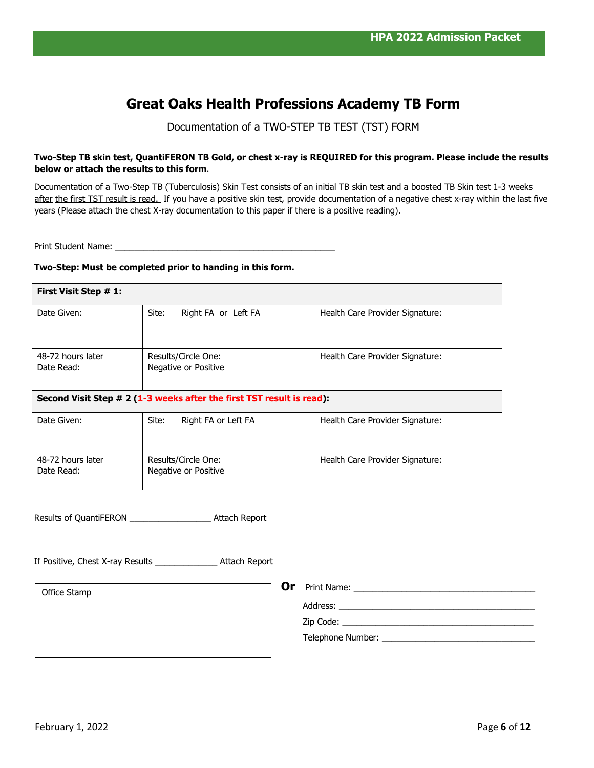# Great Oaks Health Professions Academy TB Form

Documentation of a TWO-STEP TB TEST (TST) FORM

**Two-Step TB skin test, QuantiFERON TB Gold, or chest x-ray is REQUIRED for this program. Please include the results below or attach the results to this form**.

Documentation of a Two-Step TB (Tuberculosis) Skin Test consists of an initial TB skin test and a boosted TB Skin test 1-3 weeks after the first TST result is read. If you have a positive skin test, provide documentation of a negative chest x-ray within the last five years (Please attach the chest X-ray documentation to this paper if there is a positive reading).

Print Student Name: _______________________________________________

**Two-Step: Must be completed prior to handing in this form.**

| **First Visit Step # 1:** | | |
|---|---|---|
| Date Given: | Site: Right FA or Left FA | Health Care Provider Signature: |
| 48-72 hours later<br>Date Read: | Results/Circle One:<br>Negative or Positive | Health Care Provider Signature: |
| **Second Visit Step # 2 (1-3 weeks after the first TST result is read):** | | |
| Date Given: | Site: Right FA or Left FA | Health Care Provider Signature: |
| 48-72 hours later<br>Date Read: | Results/Circle One:<br>Negative or Positive | Health Care Provider Signature: |

Results of QuantiFERON _________________ Attach Report

If Positive, Chest X-ray Results _____________ Attach Report

Office Stamp

**Or** Print Name: ______________________________________

Address: ___________________________________________

Zip Code: __________________________________________

Telephone Number: __________________________________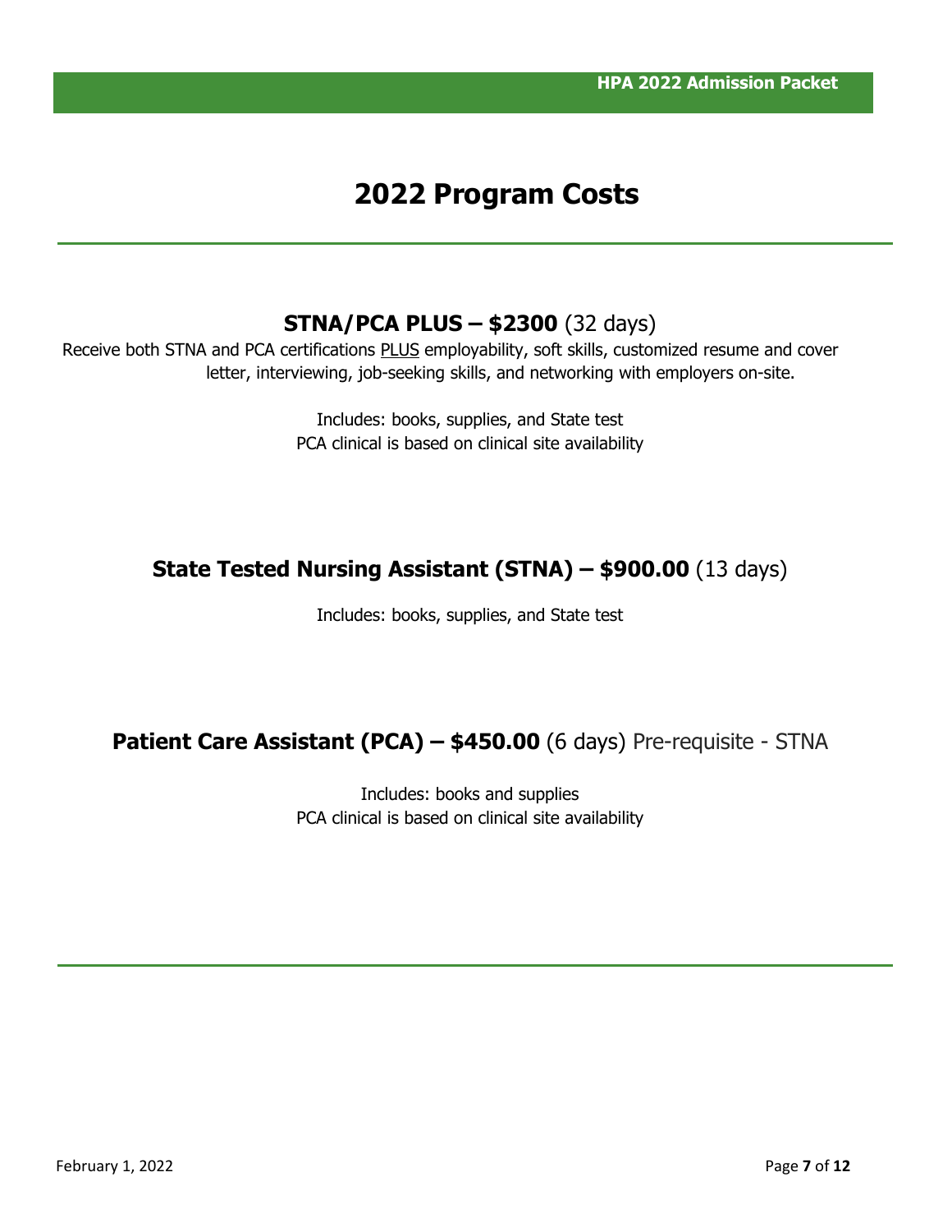# 2022 Program Costs

## STNA/PCA PLUS – $2300 (32 days)

Receive both STNA and PCA certifications PLUS employability, soft skills, customized resume and cover letter, interviewing, job-seeking skills, and networking with employers on-site.

Includes: books, supplies, and State test
PCA clinical is based on clinical site availability

## State Tested Nursing Assistant (STNA) – $900.00 (13 days)

Includes: books, supplies, and State test

## Patient Care Assistant (PCA) – $450.00 (6 days) Pre-requisite - STNA

Includes: books and supplies
PCA clinical is based on clinical site availability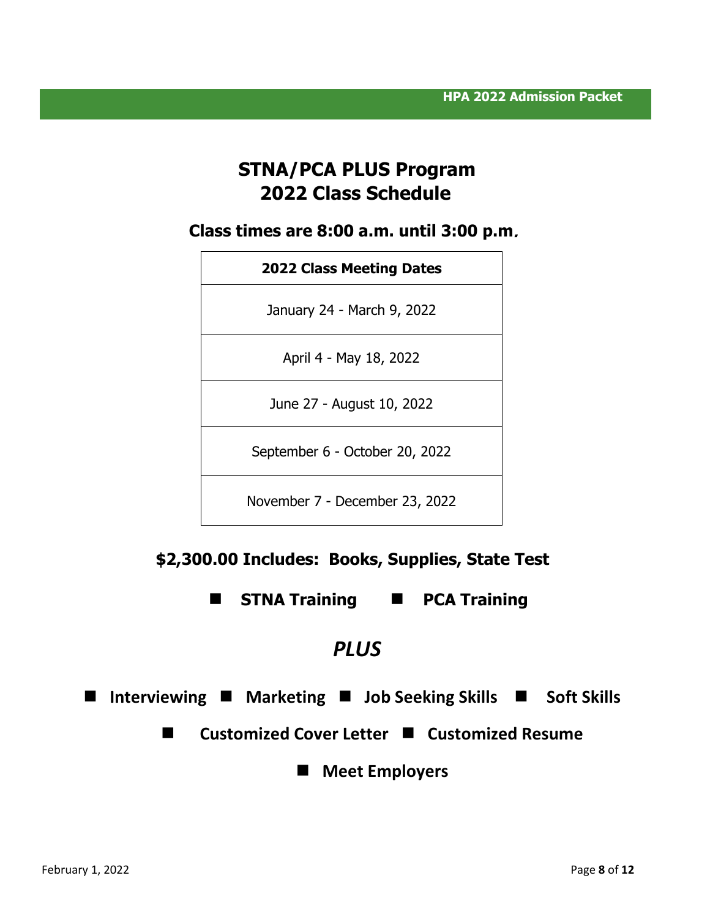# STNA/PCA PLUS Program
# 2022 Class Schedule

## Class times are 8:00 a.m. until 3:00 p.m.

| 2022 Class Meeting Dates |
|---|
| January 24 - March 9, 2022 |
| April 4 - May 18, 2022 |
| June 27 - August 10, 2022 |
| September 6 - October 20, 2022 |
| November 7 - December 23, 2022 |

**$2,300.00 Includes: Books, Supplies, State Test**

- **STNA Training**
- **PCA Training**

## *PLUS*

- **Interviewing**
- **Marketing**
- **Job Seeking Skills**
- **Soft Skills**
- **Customized Cover Letter**
- **Customized Resume**
- **Meet Employers**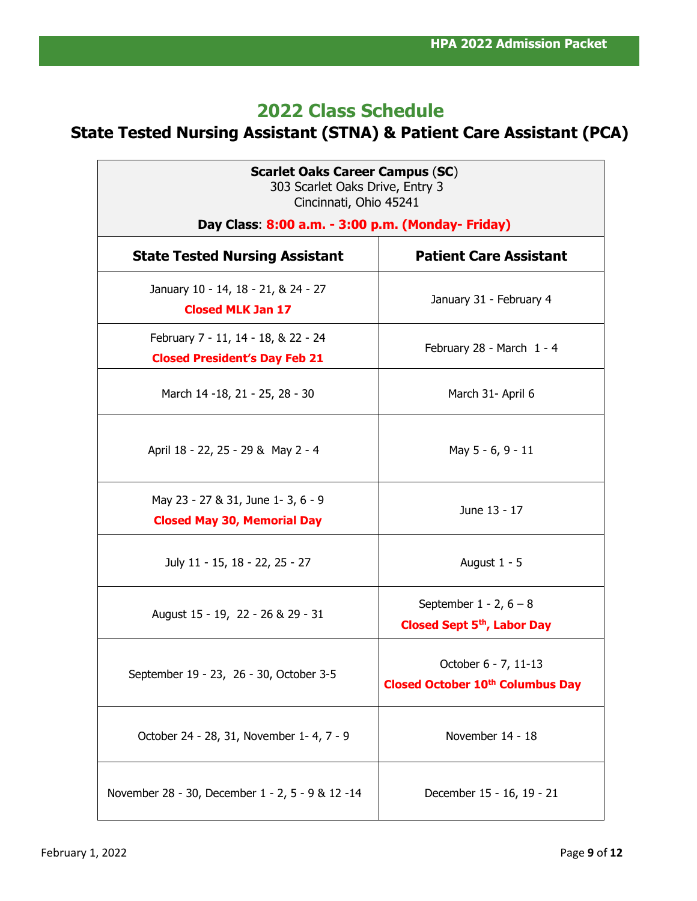# 2022 Class Schedule

## State Tested Nursing Assistant (STNA) & Patient Care Assistant (PCA)

| **Scarlet Oaks Career Campus** (**SC**)<br>303 Scarlet Oaks Drive, Entry 3<br>Cincinnati, Ohio 45241<br>**Day Class**: **8:00 a.m. - 3:00 p.m. (Monday- Friday)** | |
|---|---|
| **State Tested Nursing Assistant** | **Patient Care Assistant** |
| January 10 - 14, 18 - 21, & 24 - 27<br>**Closed MLK Jan 17** | January 31 - February 4 |
| February 7 - 11, 14 - 18, & 22 - 24<br>**Closed President's Day Feb 21** | February 28 - March 1 - 4 |
| March 14 -18, 21 - 25, 28 - 30 | March 31- April 6 |
| April 18 - 22, 25 - 29 & May 2 - 4 | May 5 - 6, 9 - 11 |
| May 23 - 27 & 31, June 1- 3, 6 - 9<br>**Closed May 30, Memorial Day** | June 13 - 17 |
| July 11 - 15, 18 - 22, 25 - 27 | August 1 - 5 |
| August 15 - 19, 22 - 26 & 29 - 31 | September 1 - 2, 6 – 8<br>**Closed Sept 5th, Labor Day** |
| September 19 - 23, 26 - 30, October 3-5 | October 6 - 7, 11-13<br>**Closed October 10th Columbus Day** |
| October 24 - 28, 31, November 1- 4, 7 - 9 | November 14 - 18 |
| November 28 - 30, December 1 - 2, 5 - 9 & 12 -14 | December 15 - 16, 19 - 21 |

February 1, 2022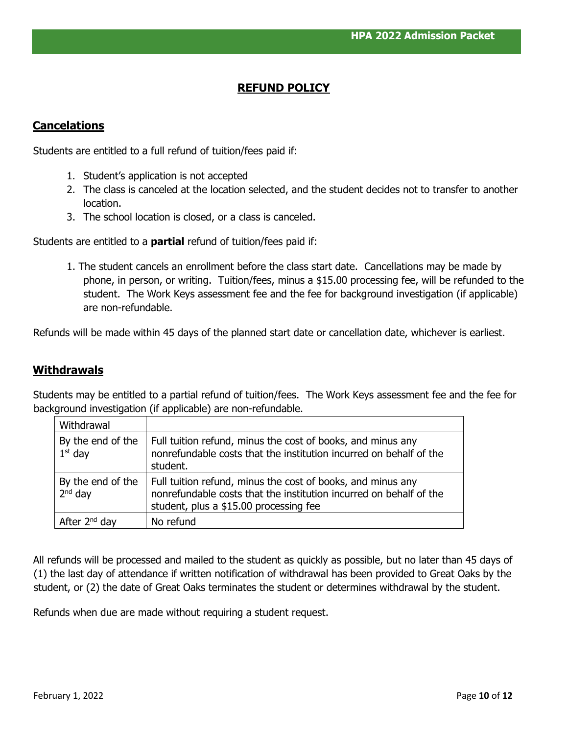# REFUND POLICY

## Cancelations

Students are entitled to a full refund of tuition/fees paid if:

1. Student's application is not accepted
2. The class is canceled at the location selected, and the student decides not to transfer to another location.
3. The school location is closed, or a class is canceled.

Students are entitled to a **partial** refund of tuition/fees paid if:

1. The student cancels an enrollment before the class start date. Cancellations may be made by phone, in person, or writing. Tuition/fees, minus a $15.00 processing fee, will be refunded to the student. The Work Keys assessment fee and the fee for background investigation (if applicable) are non-refundable.

Refunds will be made within 45 days of the planned start date or cancellation date, whichever is earliest.

## Withdrawals

Students may be entitled to a partial refund of tuition/fees. The Work Keys assessment fee and the fee for background investigation (if applicable) are non-refundable.

| Withdrawal | |
|---|---|
| By the end of the 1st day | Full tuition refund, minus the cost of books, and minus any nonrefundable costs that the institution incurred on behalf of the student. |
| By the end of the 2nd day | Full tuition refund, minus the cost of books, and minus any nonrefundable costs that the institution incurred on behalf of the student, plus a $15.00 processing fee |
| After 2nd day | No refund |

All refunds will be processed and mailed to the student as quickly as possible, but no later than 45 days of (1) the last day of attendance if written notification of withdrawal has been provided to Great Oaks by the student, or (2) the date of Great Oaks terminates the student or determines withdrawal by the student.

Refunds when due are made without requiring a student request.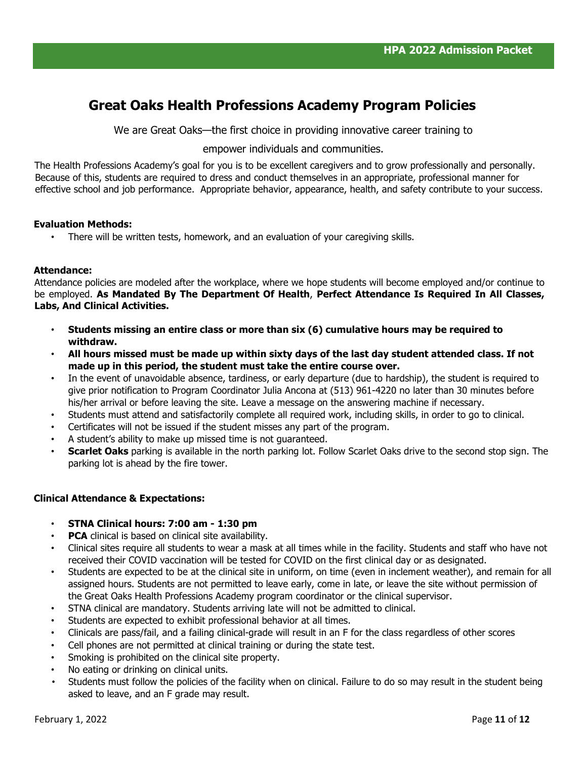# Great Oaks Health Professions Academy Program Policies

We are Great Oaks—the first choice in providing innovative career training to

empower individuals and communities.

The Health Professions Academy's goal for you is to be excellent caregivers and to grow professionally and personally. Because of this, students are required to dress and conduct themselves in an appropriate, professional manner for effective school and job performance. Appropriate behavior, appearance, health, and safety contribute to your success.

**Evaluation Methods:**

- There will be written tests, homework, and an evaluation of your caregiving skills.

**Attendance:**

Attendance policies are modeled after the workplace, where we hope students will become employed and/or continue to be employed. **As Mandated By The Department Of Health**, **Perfect Attendance Is Required In All Classes, Labs, And Clinical Activities.**

- **Students missing an entire class or more than six (6) cumulative hours may be required to withdraw.**
- **All hours missed must be made up within sixty days of the last day student attended class. If not made up in this period, the student must take the entire course over.**
- In the event of unavoidable absence, tardiness, or early departure (due to hardship), the student is required to give prior notification to Program Coordinator Julia Ancona at (513) 961-4220 no later than 30 minutes before his/her arrival or before leaving the site. Leave a message on the answering machine if necessary.
- Students must attend and satisfactorily complete all required work, including skills, in order to go to clinical.
- Certificates will not be issued if the student misses any part of the program.
- A student's ability to make up missed time is not guaranteed.
- **Scarlet Oaks** parking is available in the north parking lot. Follow Scarlet Oaks drive to the second stop sign. The parking lot is ahead by the fire tower.

**Clinical Attendance & Expectations:**

- **STNA Clinical hours: 7:00 am - 1:30 pm**
- **PCA** clinical is based on clinical site availability.
- Clinical sites require all students to wear a mask at all times while in the facility. Students and staff who have not received their COVID vaccination will be tested for COVID on the first clinical day or as designated.
- Students are expected to be at the clinical site in uniform, on time (even in inclement weather), and remain for all assigned hours. Students are not permitted to leave early, come in late, or leave the site without permission of the Great Oaks Health Professions Academy program coordinator or the clinical supervisor.
- STNA clinical are mandatory. Students arriving late will not be admitted to clinical.
- Students are expected to exhibit professional behavior at all times.
- Clinicals are pass/fail, and a failing clinical-grade will result in an F for the class regardless of other scores
- Cell phones are not permitted at clinical training or during the state test.
- Smoking is prohibited on the clinical site property.
- No eating or drinking on clinical units.
- Students must follow the policies of the facility when on clinical. Failure to do so may result in the student being asked to leave, and an F grade may result.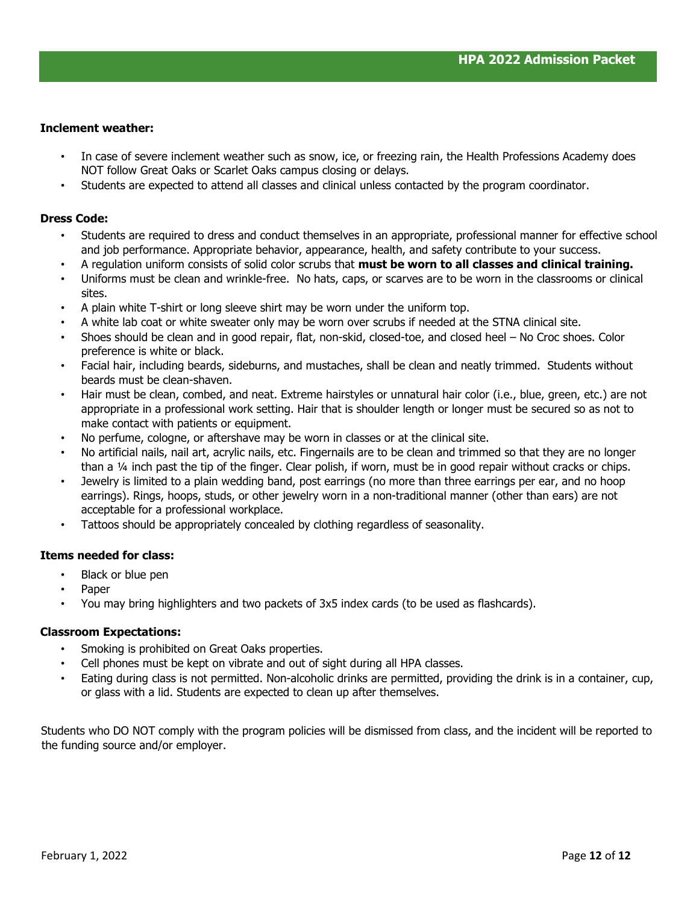**Inclement weather:**

- In case of severe inclement weather such as snow, ice, or freezing rain, the Health Professions Academy does NOT follow Great Oaks or Scarlet Oaks campus closing or delays.
- Students are expected to attend all classes and clinical unless contacted by the program coordinator.

**Dress Code:**

- Students are required to dress and conduct themselves in an appropriate, professional manner for effective school and job performance. Appropriate behavior, appearance, health, and safety contribute to your success.
- A regulation uniform consists of solid color scrubs that **must be worn to all classes and clinical training.**
- Uniforms must be clean and wrinkle-free. No hats, caps, or scarves are to be worn in the classrooms or clinical sites.
- A plain white T-shirt or long sleeve shirt may be worn under the uniform top.
- A white lab coat or white sweater only may be worn over scrubs if needed at the STNA clinical site.
- Shoes should be clean and in good repair, flat, non-skid, closed-toe, and closed heel – No Croc shoes. Color preference is white or black.
- Facial hair, including beards, sideburns, and mustaches, shall be clean and neatly trimmed. Students without beards must be clean-shaven.
- Hair must be clean, combed, and neat. Extreme hairstyles or unnatural hair color (i.e., blue, green, etc.) are not appropriate in a professional work setting. Hair that is shoulder length or longer must be secured so as not to make contact with patients or equipment.
- No perfume, cologne, or aftershave may be worn in classes or at the clinical site.
- No artificial nails, nail art, acrylic nails, etc. Fingernails are to be clean and trimmed so that they are no longer than a ¼ inch past the tip of the finger. Clear polish, if worn, must be in good repair without cracks or chips.
- Jewelry is limited to a plain wedding band, post earrings (no more than three earrings per ear, and no hoop earrings). Rings, hoops, studs, or other jewelry worn in a non-traditional manner (other than ears) are not acceptable for a professional workplace.
- Tattoos should be appropriately concealed by clothing regardless of seasonality.

**Items needed for class:**

- Black or blue pen
- Paper
- You may bring highlighters and two packets of 3x5 index cards (to be used as flashcards).

**Classroom Expectations:**

- Smoking is prohibited on Great Oaks properties.
- Cell phones must be kept on vibrate and out of sight during all HPA classes.
- Eating during class is not permitted. Non-alcoholic drinks are permitted, providing the drink is in a container, cup, or glass with a lid. Students are expected to clean up after themselves.

Students who DO NOT comply with the program policies will be dismissed from class, and the incident will be reported to the funding source and/or employer.